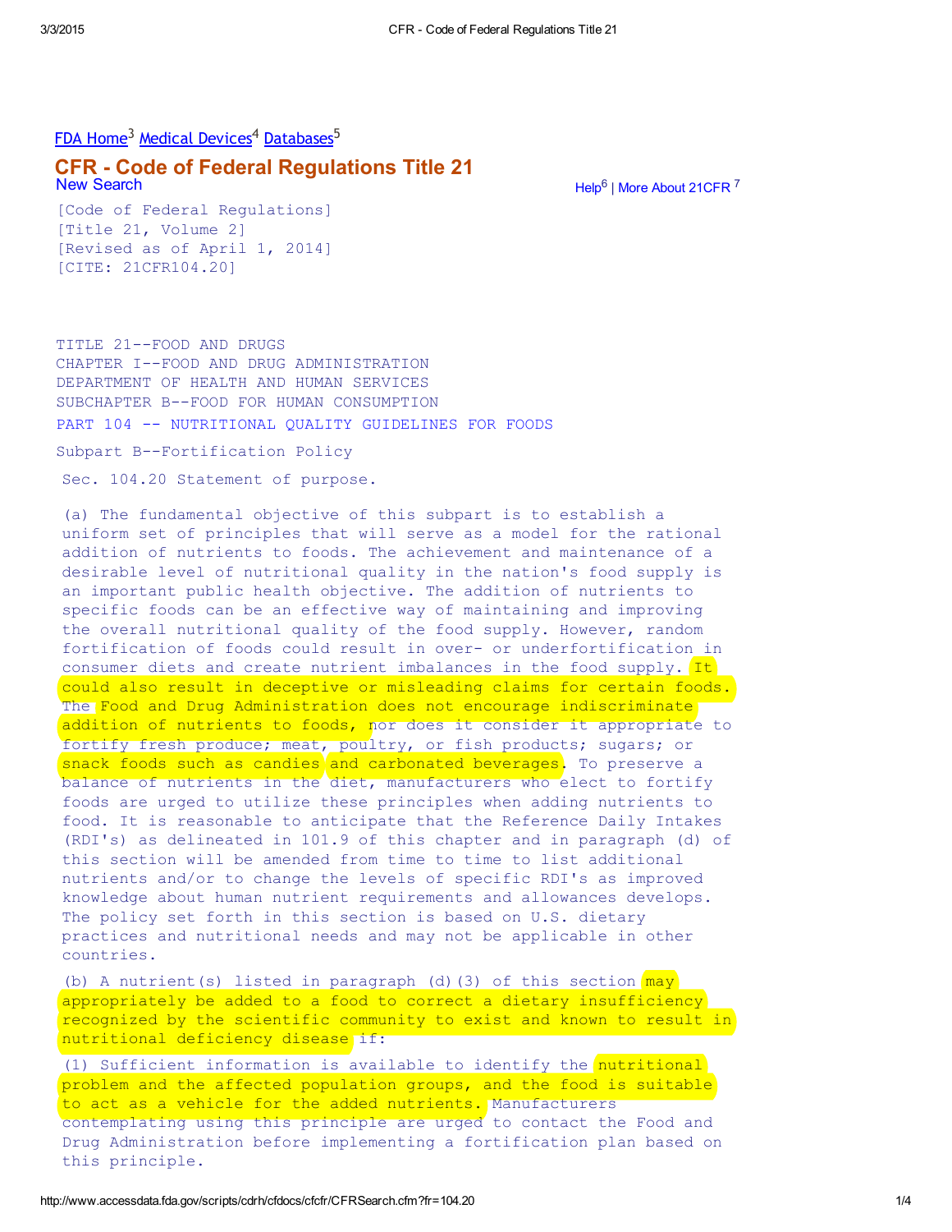[FDA Home][3] [Medical Devices][4] [Databases][5]

# CFR - Code of Federal Regulations Title 21

New Search

Help[6] | More About 21CFR [7]

[Code of Federal Regulations]
[Title 21, Volume 2]
[Revised as of April 1, 2014]
[CITE: 21CFR104.20]

TITLE 21--FOOD AND DRUGS
CHAPTER I--FOOD AND DRUG ADMINISTRATION
DEPARTMENT OF HEALTH AND HUMAN SERVICES
SUBCHAPTER B--FOOD FOR HUMAN CONSUMPTION

PART 104 -- NUTRITIONAL QUALITY GUIDELINES FOR FOODS

Subpart B--Fortification Policy

Sec. 104.20 Statement of purpose.

(a) The fundamental objective of this subpart is to establish a uniform set of principles that will serve as a model for the rational addition of nutrients to foods. The achievement and maintenance of a desirable level of nutritional quality in the nation's food supply is an important public health objective. The addition of nutrients to specific foods can be an effective way of maintaining and improving the overall nutritional quality of the food supply. However, random fortification of foods could result in over- or underfortification in consumer diets and create nutrient imbalances in the food supply. It could also result in deceptive or misleading claims for certain foods. The Food and Drug Administration does not encourage indiscriminate addition of nutrients to foods, nor does it consider it appropriate to fortify fresh produce; meat, poultry, or fish products; sugars; or snack foods such as candies and carbonated beverages. To preserve a balance of nutrients in the diet, manufacturers who elect to fortify foods are urged to utilize these principles when adding nutrients to food. It is reasonable to anticipate that the Reference Daily Intakes (RDI's) as delineated in 101.9 of this chapter and in paragraph (d) of this section will be amended from time to time to list additional nutrients and/or to change the levels of specific RDI's as improved knowledge about human nutrient requirements and allowances develops. The policy set forth in this section is based on U.S. dietary practices and nutritional needs and may not be applicable in other countries.

(b) A nutrient(s) listed in paragraph (d)(3) of this section may appropriately be added to a food to correct a dietary insufficiency recognized by the scientific community to exist and known to result in nutritional deficiency disease if:

(1) Sufficient information is available to identify the nutritional problem and the affected population groups, and the food is suitable to act as a vehicle for the added nutrients. Manufacturers contemplating using this principle are urged to contact the Food and Drug Administration before implementing a fortification plan based on this principle.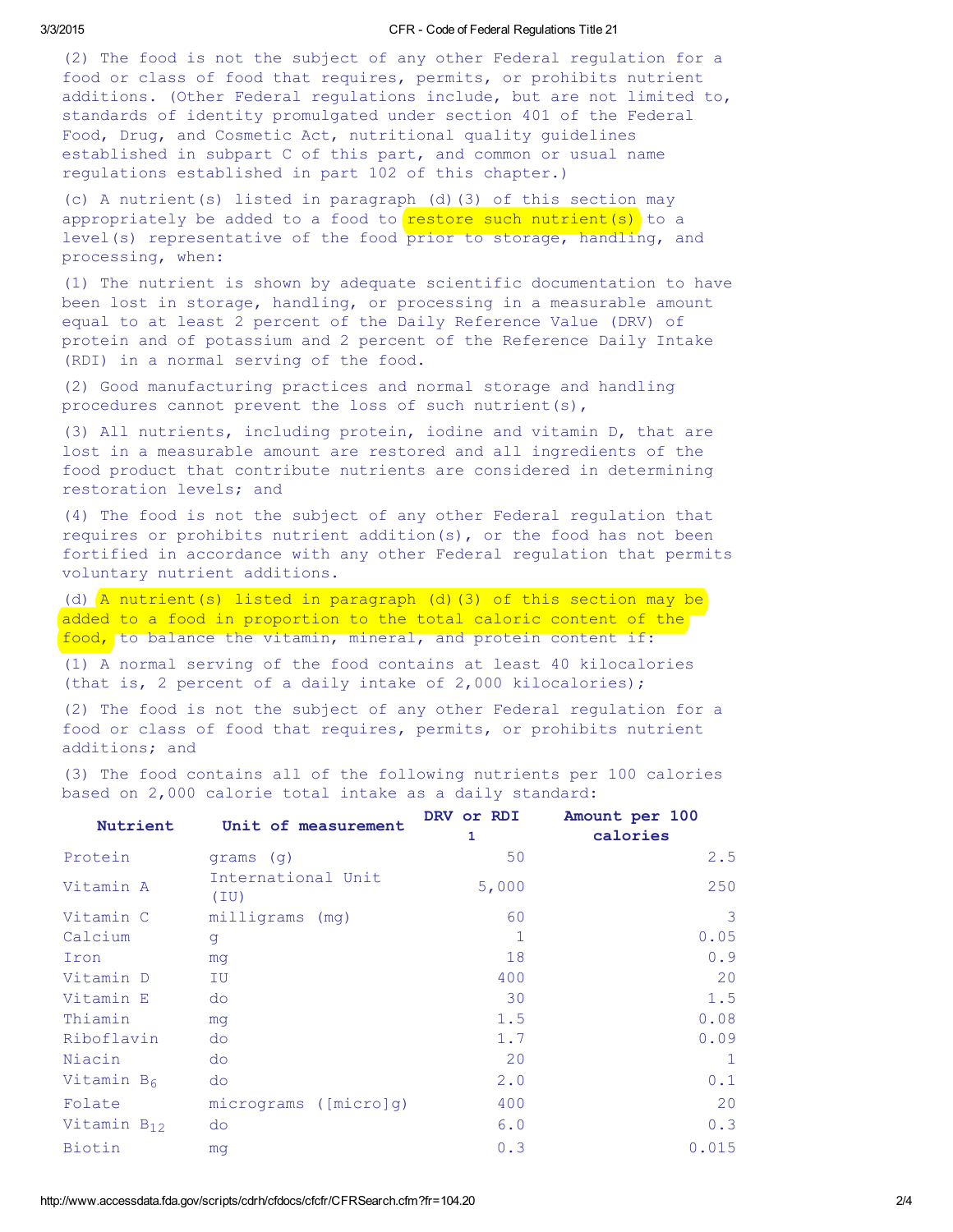(2) The food is not the subject of any other Federal regulation for a food or class of food that requires, permits, or prohibits nutrient additions. (Other Federal regulations include, but are not limited to, standards of identity promulgated under section 401 of the Federal Food, Drug, and Cosmetic Act, nutritional quality guidelines established in subpart C of this part, and common or usual name regulations established in part 102 of this chapter.)

(c) A nutrient(s) listed in paragraph (d)(3) of this section may appropriately be added to a food to restore such nutrient(s) to a level(s) representative of the food prior to storage, handling, and processing, when:

(1) The nutrient is shown by adequate scientific documentation to have been lost in storage, handling, or processing in a measurable amount equal to at least 2 percent of the Daily Reference Value (DRV) of protein and of potassium and 2 percent of the Reference Daily Intake (RDI) in a normal serving of the food.

(2) Good manufacturing practices and normal storage and handling procedures cannot prevent the loss of such nutrient(s),

(3) All nutrients, including protein, iodine and vitamin D, that are lost in a measurable amount are restored and all ingredients of the food product that contribute nutrients are considered in determining restoration levels; and

(4) The food is not the subject of any other Federal regulation that requires or prohibits nutrient addition(s), or the food has not been fortified in accordance with any other Federal regulation that permits voluntary nutrient additions.

(d) A nutrient(s) listed in paragraph (d)(3) of this section may be added to a food in proportion to the total caloric content of the food, to balance the vitamin, mineral, and protein content if:

(1) A normal serving of the food contains at least 40 kilocalories (that is, 2 percent of a daily intake of 2,000 kilocalories);

(2) The food is not the subject of any other Federal regulation for a food or class of food that requires, permits, or prohibits nutrient additions; and

(3) The food contains all of the following nutrients per 100 calories based on 2,000 calorie total intake as a daily standard:

| Nutrient | Unit of measurement | DRV or RDI [1] | Amount per 100 calories |
|---|---|---|---|
| Protein | grams (g) | 50 | 2.5 |
| Vitamin A | International Unit (IU) | 5,000 | 250 |
| Vitamin C | milligrams (mg) | 60 | 3 |
| Calcium | g | 1 | 0.05 |
| Iron | mg | 18 | 0.9 |
| Vitamin D | IU | 400 | 20 |
| Vitamin E | do | 30 | 1.5 |
| Thiamin | mg | 1.5 | 0.08 |
| Riboflavin | do | 1.7 | 0.09 |
| Niacin | do | 20 | 1 |
| Vitamin $B_6$ | do | 2.0 | 0.1 |
| Folate | micrograms ([micro]g) | 400 | 20 |
| Vitamin $B_{12}$ | do | 6.0 | 0.3 |
| Biotin | mg | 0.3 | 0.015 |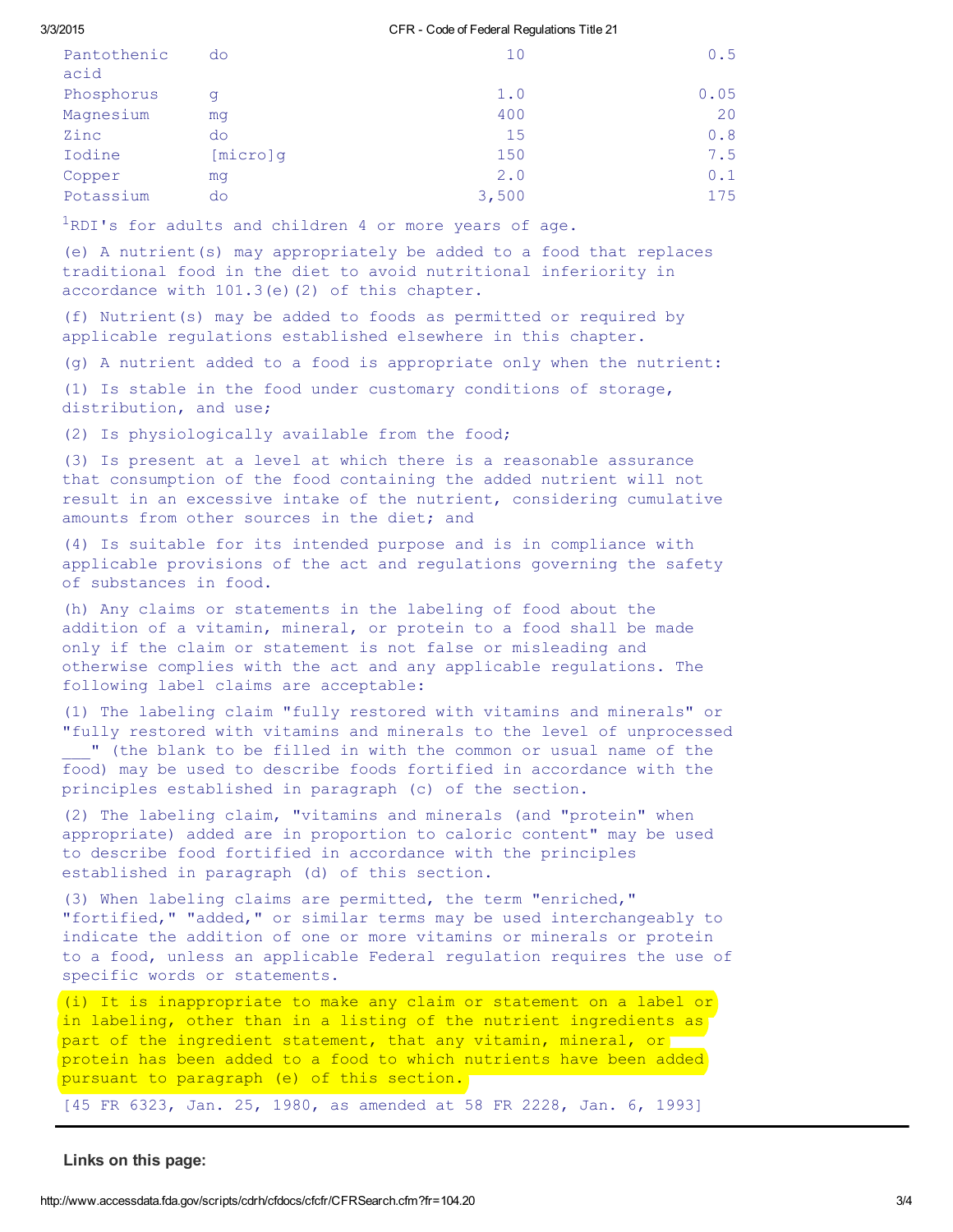| | | | |
|---|---|---|---|
| Pantothenic acid | do | 10 | 0.5 |
| Phosphorus | g | 1.0 | 0.05 |
| Magnesium | mg | 400 | 20 |
| Zinc | do | 15 | 0.8 |
| Iodine | [micro]g | 150 | 7.5 |
| Copper | mg | 2.0 | 0.1 |
| Potassium | do | 3,500 | 175 |

[1]RDI's for adults and children 4 or more years of age.

(e) A nutrient(s) may appropriately be added to a food that replaces traditional food in the diet to avoid nutritional inferiority in accordance with 101.3(e)(2) of this chapter.

(f) Nutrient(s) may be added to foods as permitted or required by applicable regulations established elsewhere in this chapter.

(g) A nutrient added to a food is appropriate only when the nutrient:

(1) Is stable in the food under customary conditions of storage, distribution, and use;

(2) Is physiologically available from the food;

(3) Is present at a level at which there is a reasonable assurance that consumption of the food containing the added nutrient will not result in an excessive intake of the nutrient, considering cumulative amounts from other sources in the diet; and

(4) Is suitable for its intended purpose and is in compliance with applicable provisions of the act and regulations governing the safety of substances in food.

(h) Any claims or statements in the labeling of food about the addition of a vitamin, mineral, or protein to a food shall be made only if the claim or statement is not false or misleading and otherwise complies with the act and any applicable regulations. The following label claims are acceptable:

(1) The labeling claim "fully restored with vitamins and minerals" or "fully restored with vitamins and minerals to the level of unprocessed ___" (the blank to be filled in with the common or usual name of the food) may be used to describe foods fortified in accordance with the principles established in paragraph (c) of the section.

(2) The labeling claim, "vitamins and minerals (and "protein" when appropriate) added are in proportion to caloric content" may be used to describe food fortified in accordance with the principles established in paragraph (d) of this section.

(3) When labeling claims are permitted, the term "enriched," "fortified," "added," or similar terms may be used interchangeably to indicate the addition of one or more vitamins or minerals or protein to a food, unless an applicable Federal regulation requires the use of specific words or statements.

(i) It is inappropriate to make any claim or statement on a label or in labeling, other than in a listing of the nutrient ingredients as part of the ingredient statement, that any vitamin, mineral, or protein has been added to a food to which nutrients have been added pursuant to paragraph (e) of this section.

[45 FR 6323, Jan. 25, 1980, as amended at 58 FR 2228, Jan. 6, 1993]

**Links on this page:**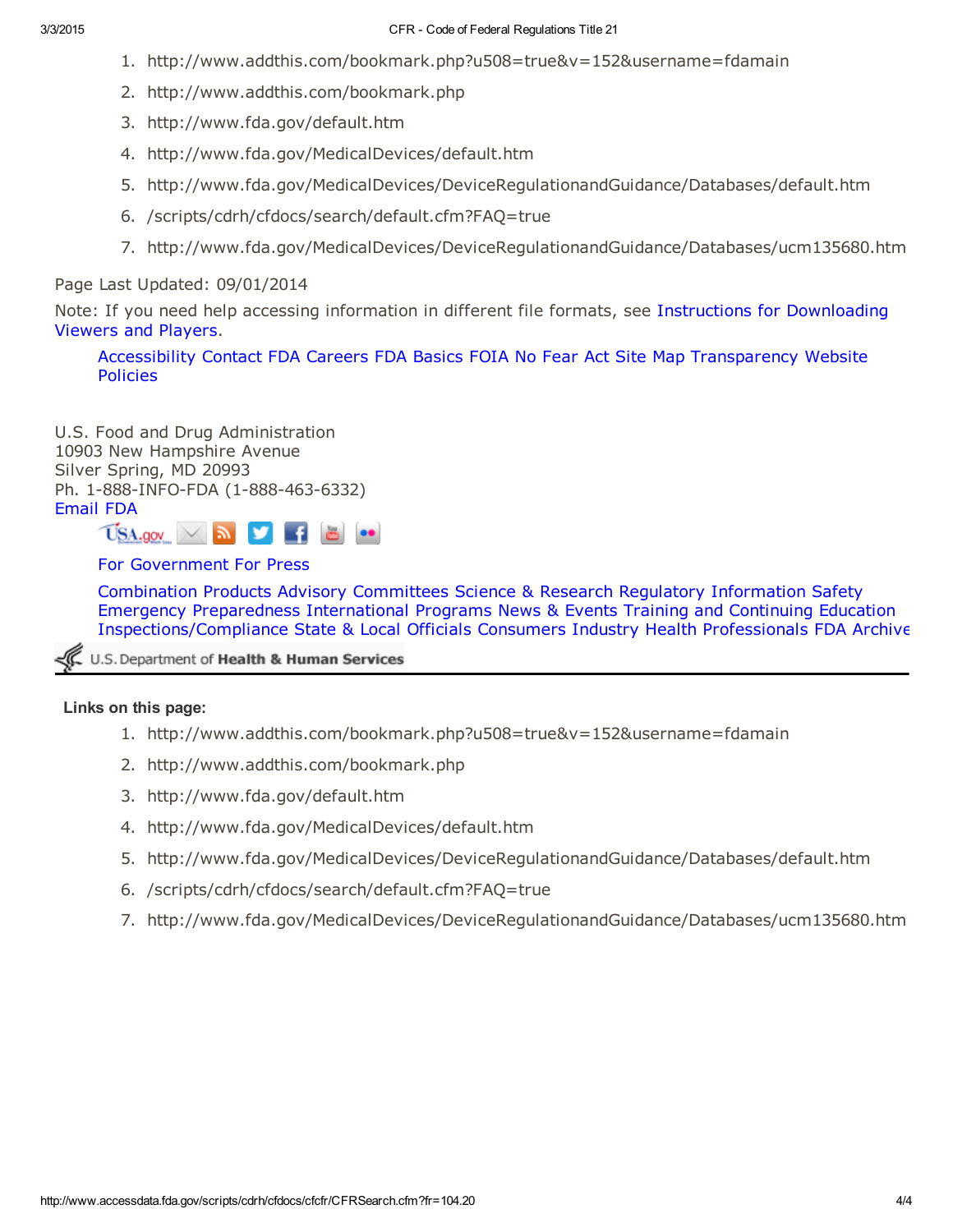1. http://www.addthis.com/bookmark.php?u508=true&v=152&username=fdamain
2. http://www.addthis.com/bookmark.php
3. http://www.fda.gov/default.htm
4. http://www.fda.gov/MedicalDevices/default.htm
5. http://www.fda.gov/MedicalDevices/DeviceRegulationandGuidance/Databases/default.htm
6. /scripts/cdrh/cfdocs/search/default.cfm?FAQ=true
7. http://www.fda.gov/MedicalDevices/DeviceRegulationandGuidance/Databases/ucm135680.htm

Page Last Updated: 09/01/2014

Note: If you need help accessing information in different file formats, see Instructions for Downloading Viewers and Players.

Accessibility Contact FDA Careers FDA Basics FOIA No Fear Act Site Map Transparency Website Policies

U.S. Food and Drug Administration
10903 New Hampshire Avenue
Silver Spring, MD 20993
Ph. 1-888-INFO-FDA (1-888-463-6332)
Email FDA

For Government For Press

Combination Products Advisory Committees Science & Research Regulatory Information Safety Emergency Preparedness International Programs News & Events Training and Continuing Education Inspections/Compliance State & Local Officials Consumers Industry Health Professionals FDA Archive

U.S. Department of **Health & Human Services**

**Links on this page:**

1. http://www.addthis.com/bookmark.php?u508=true&v=152&username=fdamain
2. http://www.addthis.com/bookmark.php
3. http://www.fda.gov/default.htm
4. http://www.fda.gov/MedicalDevices/default.htm
5. http://www.fda.gov/MedicalDevices/DeviceRegulationandGuidance/Databases/default.htm
6. /scripts/cdrh/cfdocs/search/default.cfm?FAQ=true
7. http://www.fda.gov/MedicalDevices/DeviceRegulationandGuidance/Databases/ucm135680.htm